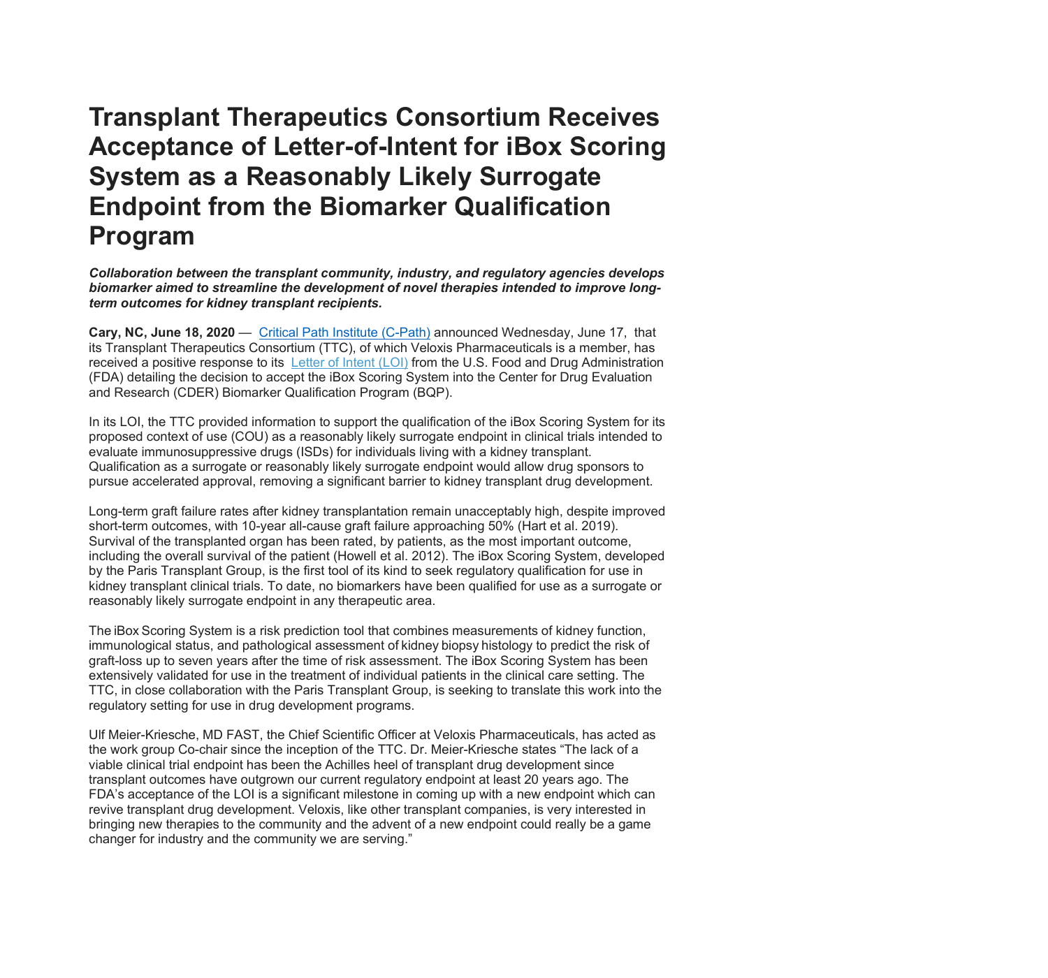# Transplant Therapeutics Consortium Receives Acceptance of Letter-of-Intent for iBox Scoring System as a Reasonably Likely Surrogate Endpoint from the Biomarker Qualification Program

***Collaboration between the transplant community, industry, and regulatory agencies develops biomarker aimed to streamline the development of novel therapies intended to improve long-term outcomes for kidney transplant recipients.***

**Cary, NC, June 18, 2020** — Critical Path Institute (C-Path) announced Wednesday, June 17, that its Transplant Therapeutics Consortium (TTC), of which Veloxis Pharmaceuticals is a member, has received a positive response to its Letter of Intent (LOI) from the U.S. Food and Drug Administration (FDA) detailing the decision to accept the iBox Scoring System into the Center for Drug Evaluation and Research (CDER) Biomarker Qualification Program (BQP).

In its LOI, the TTC provided information to support the qualification of the iBox Scoring System for its proposed context of use (COU) as a reasonably likely surrogate endpoint in clinical trials intended to evaluate immunosuppressive drugs (ISDs) for individuals living with a kidney transplant. Qualification as a surrogate or reasonably likely surrogate endpoint would allow drug sponsors to pursue accelerated approval, removing a significant barrier to kidney transplant drug development.

Long-term graft failure rates after kidney transplantation remain unacceptably high, despite improved short-term outcomes, with 10-year all-cause graft failure approaching 50% (Hart et al. 2019). Survival of the transplanted organ has been rated, by patients, as the most important outcome, including the overall survival of the patient (Howell et al. 2012). The iBox Scoring System, developed by the Paris Transplant Group, is the first tool of its kind to seek regulatory qualification for use in kidney transplant clinical trials. To date, no biomarkers have been qualified for use as a surrogate or reasonably likely surrogate endpoint in any therapeutic area.

The iBox Scoring System is a risk prediction tool that combines measurements of kidney function, immunological status, and pathological assessment of kidney biopsy histology to predict the risk of graft-loss up to seven years after the time of risk assessment. The iBox Scoring System has been extensively validated for use in the treatment of individual patients in the clinical care setting. The TTC, in close collaboration with the Paris Transplant Group, is seeking to translate this work into the regulatory setting for use in drug development programs.

Ulf Meier-Kriesche, MD FAST, the Chief Scientific Officer at Veloxis Pharmaceuticals, has acted as the work group Co-chair since the inception of the TTC. Dr. Meier-Kriesche states "The lack of a viable clinical trial endpoint has been the Achilles heel of transplant drug development since transplant outcomes have outgrown our current regulatory endpoint at least 20 years ago. The FDA's acceptance of the LOI is a significant milestone in coming up with a new endpoint which can revive transplant drug development. Veloxis, like other transplant companies, is very interested in bringing new therapies to the community and the advent of a new endpoint could really be a game changer for industry and the community we are serving."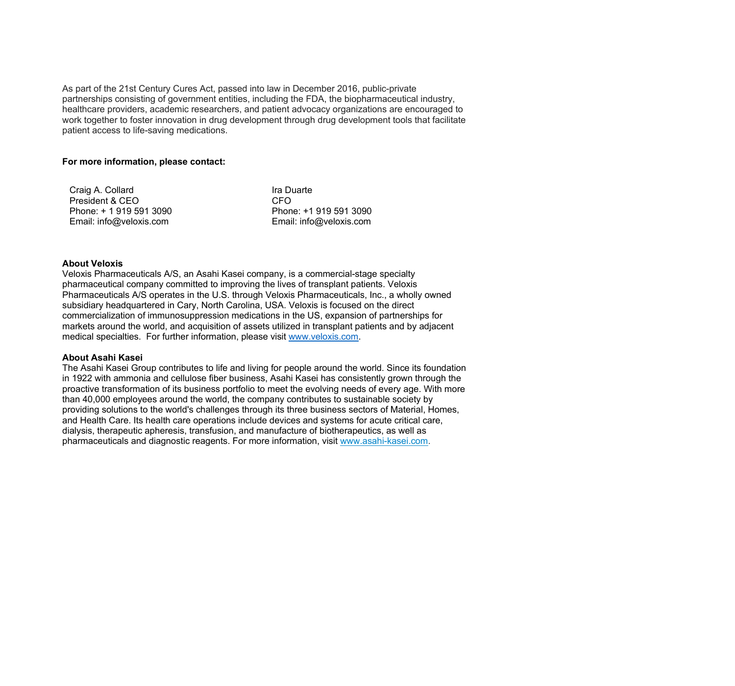As part of the 21st Century Cures Act, passed into law in December 2016, public-private partnerships consisting of government entities, including the FDA, the biopharmaceutical industry, healthcare providers, academic researchers, and patient advocacy organizations are encouraged to work together to foster innovation in drug development through drug development tools that facilitate patient access to life-saving medications.

**For more information, please contact:**

Craig A. Collard
President & CEO
Phone: + 1 919 591 3090
Email: info@veloxis.com

Ira Duarte
CFO
Phone: +1 919 591 3090
Email: info@veloxis.com

**About Veloxis**
Veloxis Pharmaceuticals A/S, an Asahi Kasei company, is a commercial-stage specialty pharmaceutical company committed to improving the lives of transplant patients. Veloxis Pharmaceuticals A/S operates in the U.S. through Veloxis Pharmaceuticals, Inc., a wholly owned subsidiary headquartered in Cary, North Carolina, USA. Veloxis is focused on the direct commercialization of immunosuppression medications in the US, expansion of partnerships for markets around the world, and acquisition of assets utilized in transplant patients and by adjacent medical specialties. For further information, please visit www.veloxis.com.

**About Asahi Kasei**
The Asahi Kasei Group contributes to life and living for people around the world. Since its foundation in 1922 with ammonia and cellulose fiber business, Asahi Kasei has consistently grown through the proactive transformation of its business portfolio to meet the evolving needs of every age. With more than 40,000 employees around the world, the company contributes to sustainable society by providing solutions to the world's challenges through its three business sectors of Material, Homes, and Health Care. Its health care operations include devices and systems for acute critical care, dialysis, therapeutic apheresis, transfusion, and manufacture of biotherapeutics, as well as pharmaceuticals and diagnostic reagents. For more information, visit www.asahi-kasei.com.